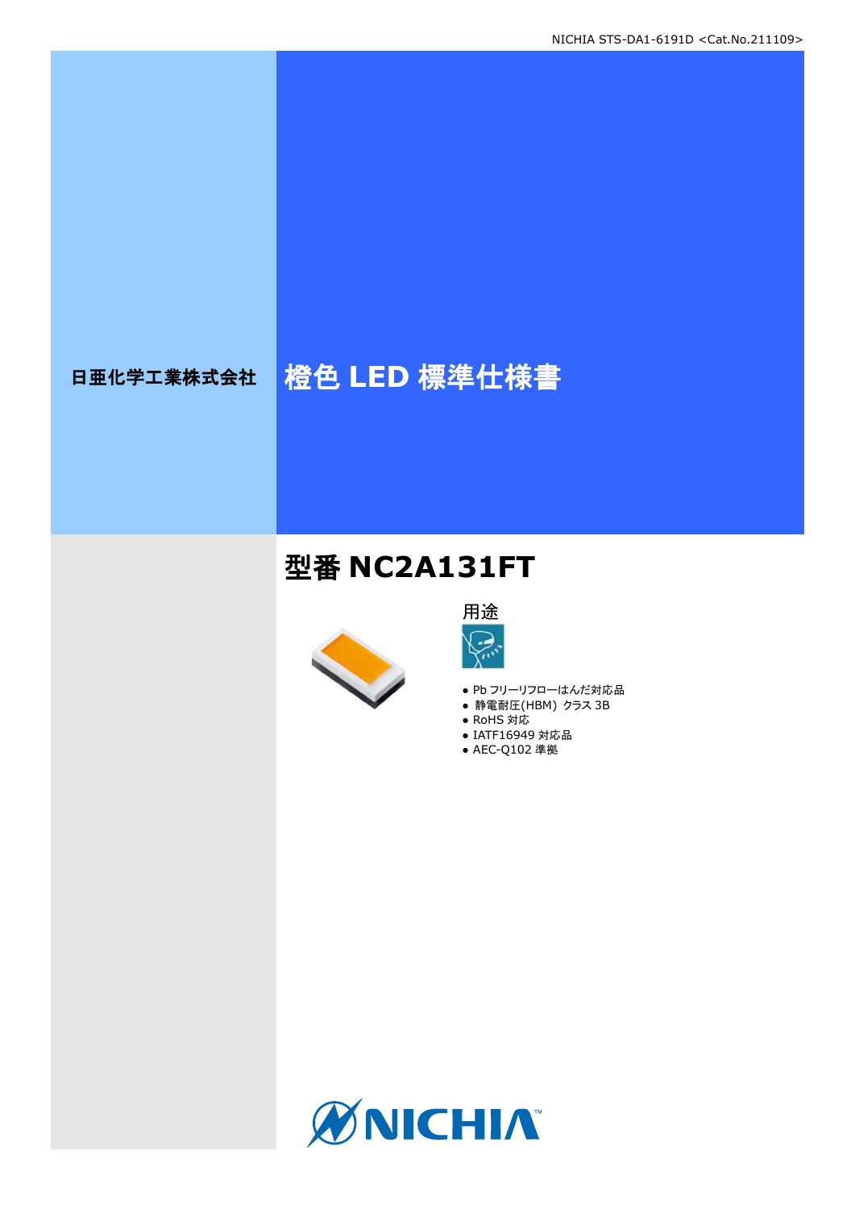日亜化学工業株式会社

# 橙色 LED 標準仕様書

## 型番 NC2A131FT

用途

- Pb フリーリフローはんだ対応品
- 静電耐圧(HBM) クラス 3B
- RoHS 対応
- IATF16949 対応品
- AEC-Q102 準拠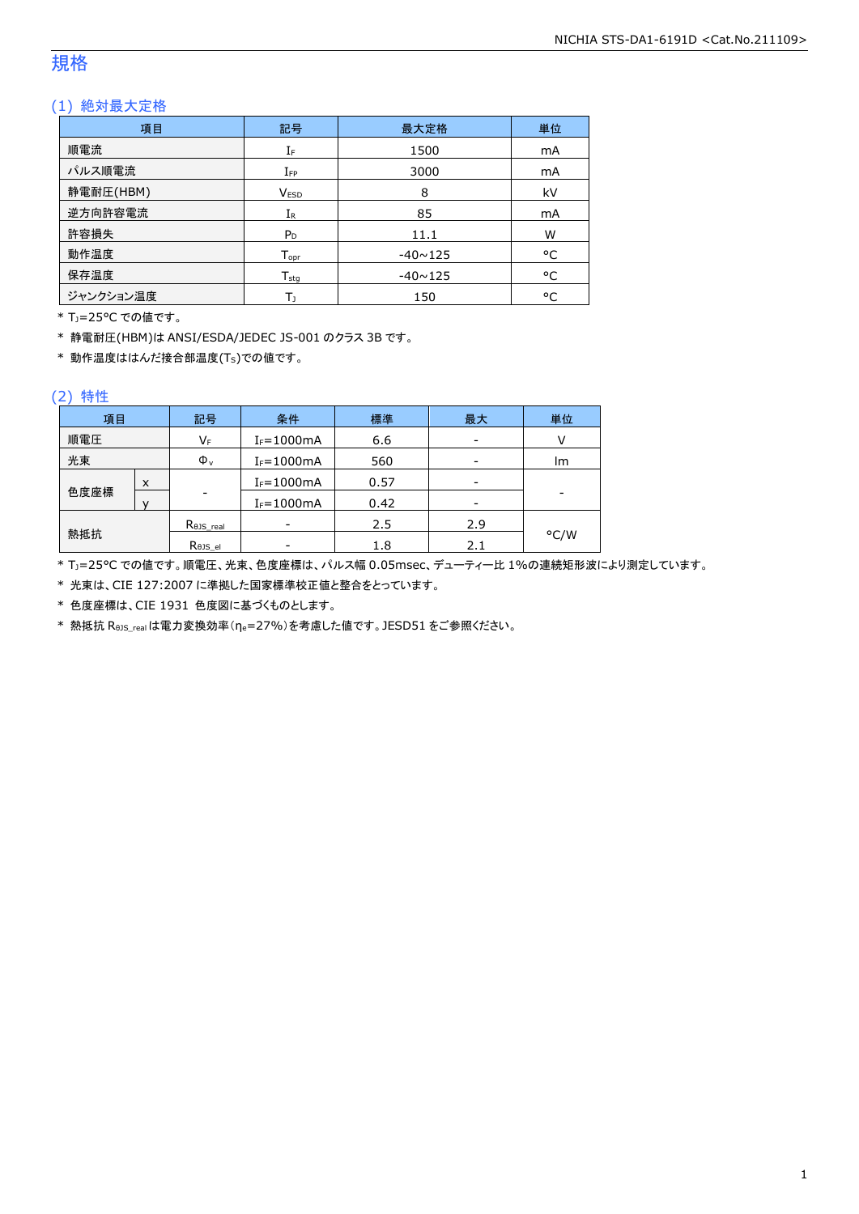# 規格

## (1) 絶対最大定格

| 項目 | 記号 | 最大定格 | 単位 |
|---|---|---|---|
| 順電流 | $I_F$ | 1500 | mA |
| パルス順電流 | $I_{FP}$ | 3000 | mA |
| 静電耐圧(HBM) | $V_{ESD}$ | 8 | kV |
| 逆方向許容電流 | $I_R$ | 85 | mA |
| 許容損失 | $P_D$ | 11.1 | W |
| 動作温度 | $T_{opr}$ | -40~125 | °C |
| 保存温度 | $T_{stg}$ | -40~125 | °C |
| ジャンクション温度 | $T_J$ | 150 | °C |

* $T_J$=25°C での値です。
* 静電耐圧(HBM)は ANSI/ESDA/JEDEC JS-001 のクラス 3B です。
* 動作温度ははんだ接合部温度($T_S$)での値です。

## (2) 特性

| 項目 | | 記号 | 条件 | 標準 | 最大 | 単位 |
|---|---|---|---|---|---|---|
| 順電圧 | | $V_F$ | $I_F$=1000mA | 6.6 | - | V |
| 光束 | | $\Phi_v$ | $I_F$=1000mA | 560 | - | lm |
| 色度座標 | x | - | $I_F$=1000mA | 0.57 | - | - |
| | y | | $I_F$=1000mA | 0.42 | - | |
| 熱抵抗 | | $R_{\theta JS\_real}$ | - | 2.5 | 2.9 | °C/W |
| | | $R_{\theta JS\_el}$ | - | 1.8 | 2.1 | |

* $T_J$=25°C での値です。順電圧、光束、色度座標は、パルス幅 0.05msec、デューティー比 1%の連続矩形波により測定しています。
* 光束は、CIE 127:2007 に準拠した国家標準校正値と整合をとっています。
* 色度座標は、CIE 1931 色度図に基づくものとします。
* 熱抵抗 $R_{\theta JS\_real}$ は電力変換効率($\eta_e$=27%)を考慮した値です。JESD51 をご参照ください。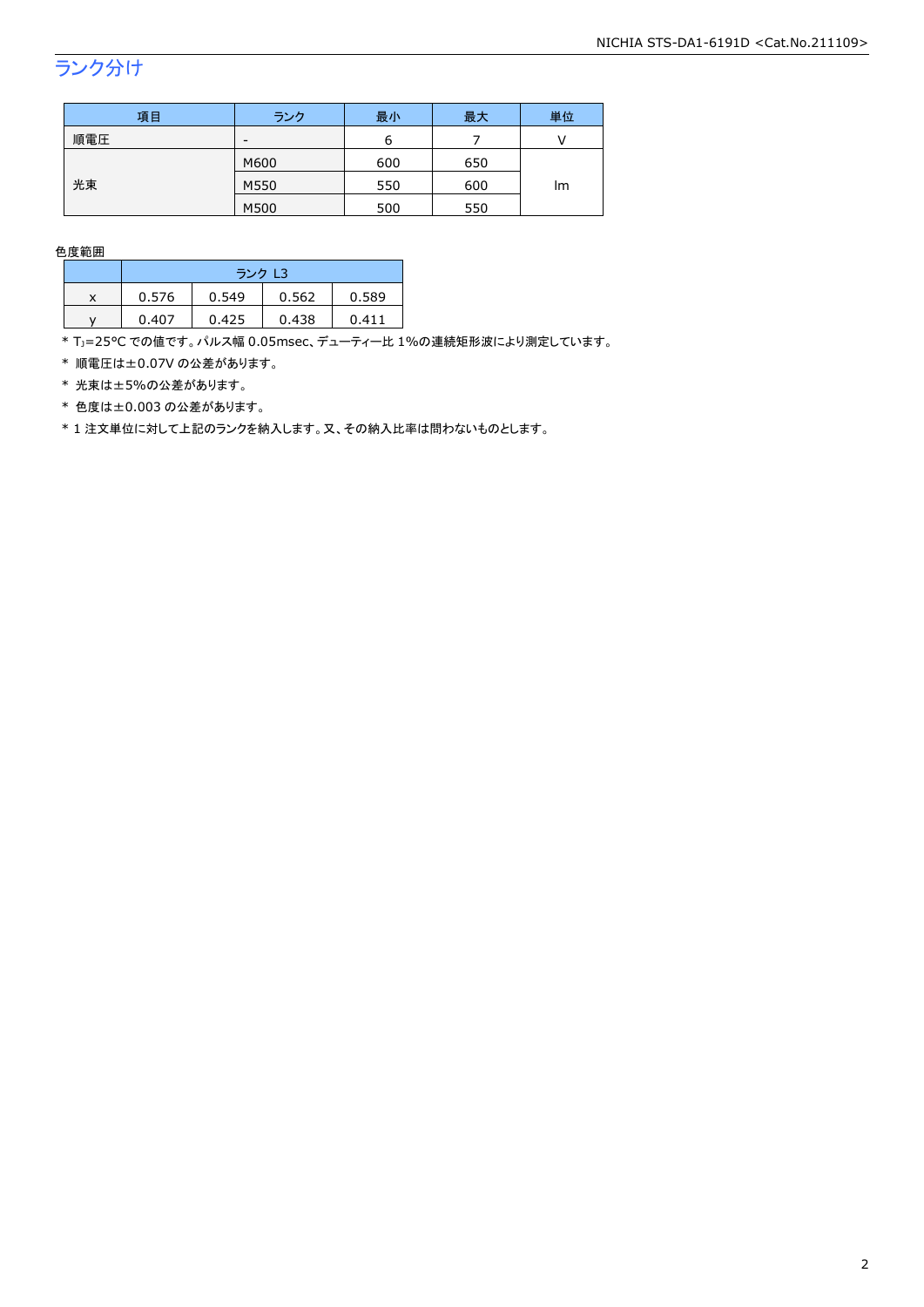## ランク分け

| 項目 | ランク | 最小 | 最大 | 単位 |
|---|---|---|---|---|
| 順電圧 | - | 6 | 7 | V |
| 光束 | M600 | 600 | 650 | lm |
| | M550 | 550 | 600 | |
| | M500 | 500 | 550 | |

色度範囲

| | ランク L3 | | | |
|---|---|---|---|---|
| x | 0.576 | 0.549 | 0.562 | 0.589 |
| y | 0.407 | 0.425 | 0.438 | 0.411 |

* $T_J$=25°C での値です。パルス幅 0.05msec、デューティー比 1%の連続矩形波により測定しています。
* 順電圧は±0.07V の公差があります。
* 光束は±5%の公差があります。
* 色度は±0.003 の公差があります。
* 1 注文単位に対して上記のランクを納入します。又、その納入比率は問わないものとします。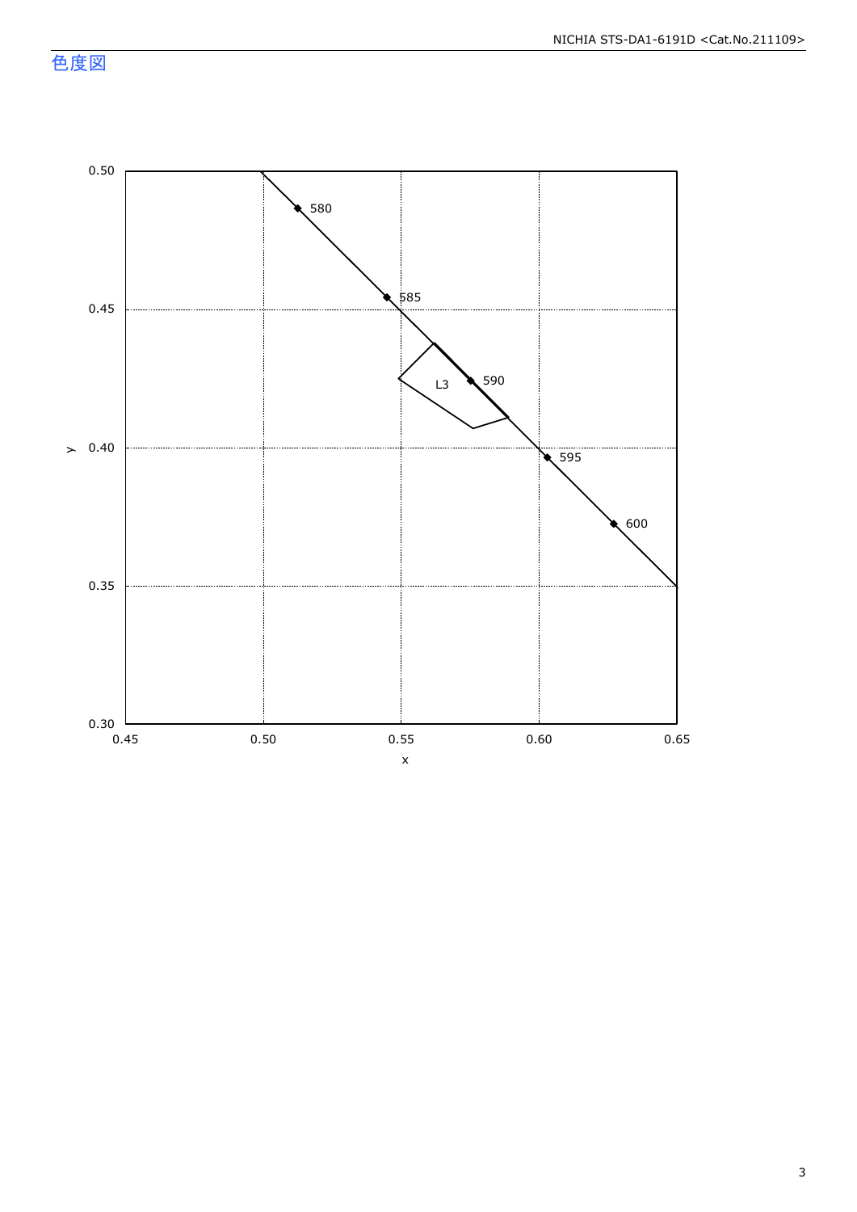## 色度図

0.50

0.45

0.40

0.35

0.30

y

0.45 0.50 0.55 0.60 0.65

x

580

585

590

595

600

L3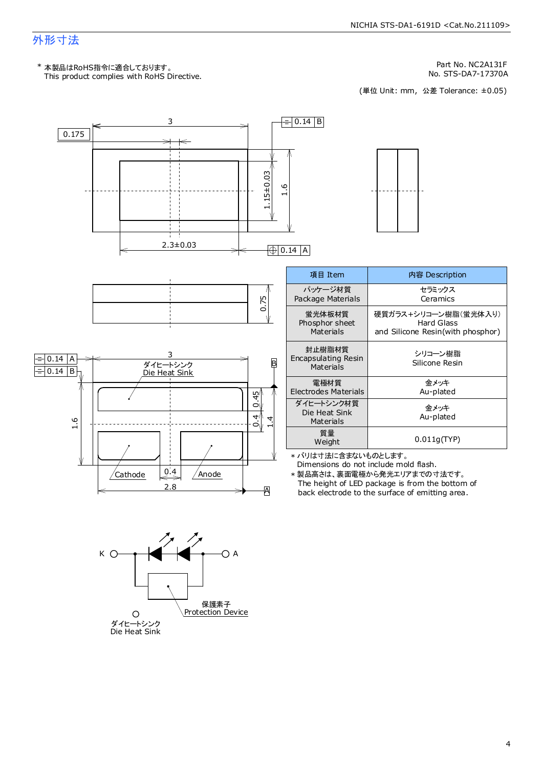# 外形寸法

\* 本製品はRoHS指令に適合しております。
This product complies with RoHS Directive.

Part No. NC2A131F
No. STS-DA7-17370A

(単位 Unit: mm, 公差 Tolerance: ±0.05)

3
0.175
0.14 B
1.15±0.03
1.6
2.3±0.03
0.14 A
0.75
0.14 A
0.14 B
3
ダイヒートシンク
Die Heat Sink
B
0.45
0.4
1.4
1.6
Cathode
0.4
Anode
2.8
A

| 項目 Item | 内容 Description |
|---|---|
| パッケージ材質<br>Package Materials | セラミックス<br>Ceramics |
| 蛍光体板材質<br>Phosphor sheet<br>Materials | 硬質ガラス+シリコーン樹脂(蛍光体入り)<br>Hard Glass<br>and Silicone Resin(with phosphor) |
| 封止樹脂材質<br>Encapsulating Resin<br>Materials | シリコーン樹脂<br>Silicone Resin |
| 電極材質<br>Electrodes Materials | 金メッキ<br>Au-plated |
| ダイヒートシンク材質<br>Die Heat Sink<br>Materials | 金メッキ<br>Au-plated |
| 質量<br>Weight | 0.011g(TYP) |

\* バリは寸法に含まないものとします。
Dimensions do not include mold flash.

\* 製品高さは、裏面電極から発光エリアまでの寸法です。
The height of LED package is from the bottom of back electrode to the surface of emitting area.

K
A
保護素子
Protection Device
ダイヒートシンク
Die Heat Sink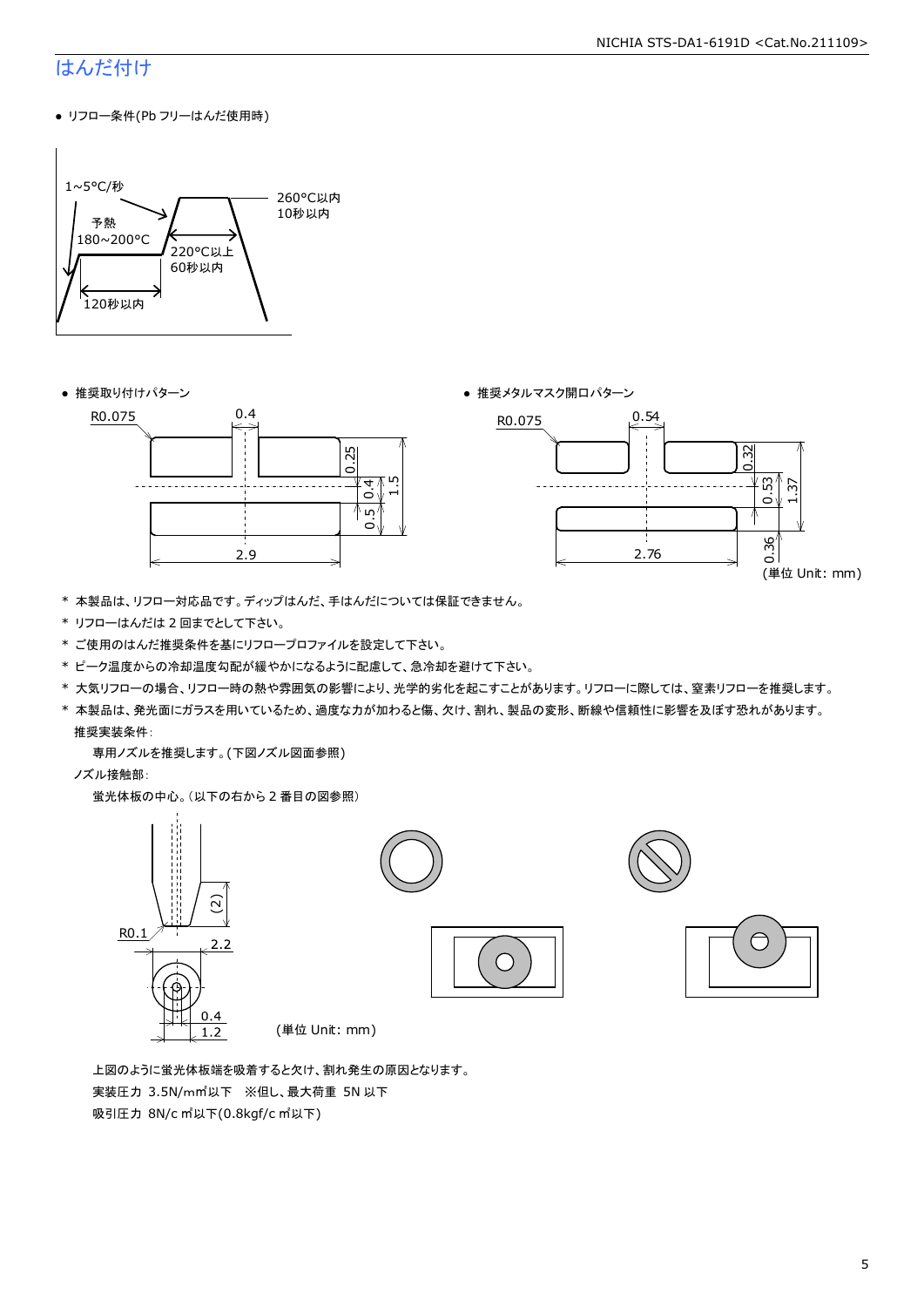## はんだ付け

- リフロー条件(Pb フリーはんだ使用時)

1~5°C/秒

予熱
180~200°C

120秒以内

220°C以上
60秒以内

260°C以内
10秒以内

- 推奨取り付けパターン

R0.075
0.4
0.25
0.4
1.5
0.5
2.9

- 推奨メタルマスク開口パターン

R0.075
0.54
0.32
0.53
1.37
0.36
2.76

(単位 Unit: mm)

\* 本製品は、リフロー対応品です。ディップはんだ、手はんだについては保証できません。

\* リフローはんだは 2 回までとして下さい。

\* ご使用のはんだ推奨条件を基にリフロープロファイルを設定して下さい。

\* ピーク温度からの冷却温度勾配が緩やかになるように配慮して、急冷却を避けて下さい。

\* 大気リフローの場合、リフロー時の熱や雰囲気の影響により、光学的劣化を起こすことがあります。リフローに際しては、窒素リフローを推奨します。

\* 本製品は、発光面にガラスを用いているため、過度な力が加わると傷、欠け、割れ、製品の変形、断線や信頼性に影響を及ぼす恐れがあります。

推奨実装条件:

専用ノズルを推奨します。(下図ノズル図面参照)

ノズル接触部:

蛍光体板の中心。(以下の右から 2 番目の図参照)

(2)
R0.1
2.2
0.4
1.2

(単位 Unit: mm)

上図のように蛍光体板端を吸着すると欠け、割れ発生の原因となります。

実装圧力 3.5N/mm²以下 ※但し、最大荷重 5N 以下

吸引圧力 8N/cm²以下(0.8kgf/cm²以下)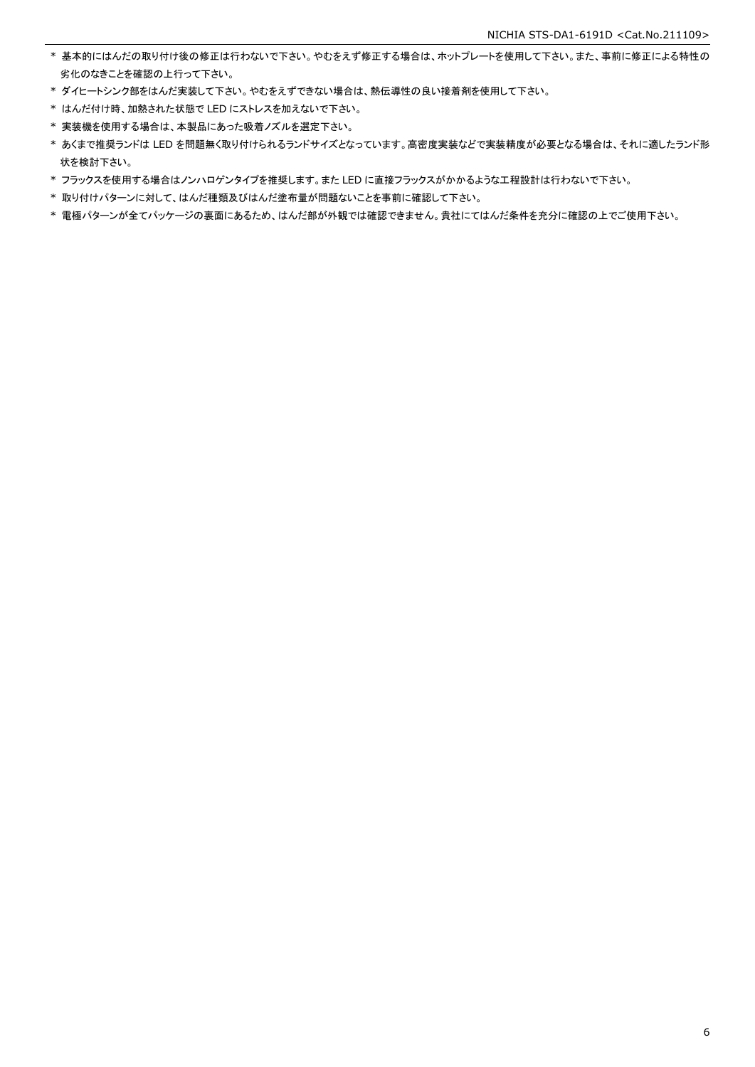* 基本的にはんだの取り付け後の修正は行わないで下さい。やむをえず修正する場合は、ホットプレートを使用して下さい。また、事前に修正による特性の劣化のなきことを確認の上行って下さい。
* ダイヒートシンク部をはんだ実装して下さい。やむをえずできない場合は、熱伝導性の良い接着剤を使用して下さい。
* はんだ付け時、加熱された状態で LED にストレスを加えないで下さい。
* 実装機を使用する場合は、本製品にあった吸着ノズルを選定下さい。
* あくまで推奨ランドは LED を問題無く取り付けられるランドサイズとなっています。高密度実装などで実装精度が必要となる場合は、それに適したランド形状を検討下さい。
* フラックスを使用する場合はノンハロゲンタイプを推奨します。また LED に直接フラックスがかかるような工程設計は行わないで下さい。
* 取り付けパターンに対して、はんだ種類及びはんだ塗布量が問題ないことを事前に確認して下さい。
* 電極パターンが全てパッケージの裏面にあるため、はんだ部が外観では確認できません。貴社にてはんだ条件を充分に確認の上でご使用下さい。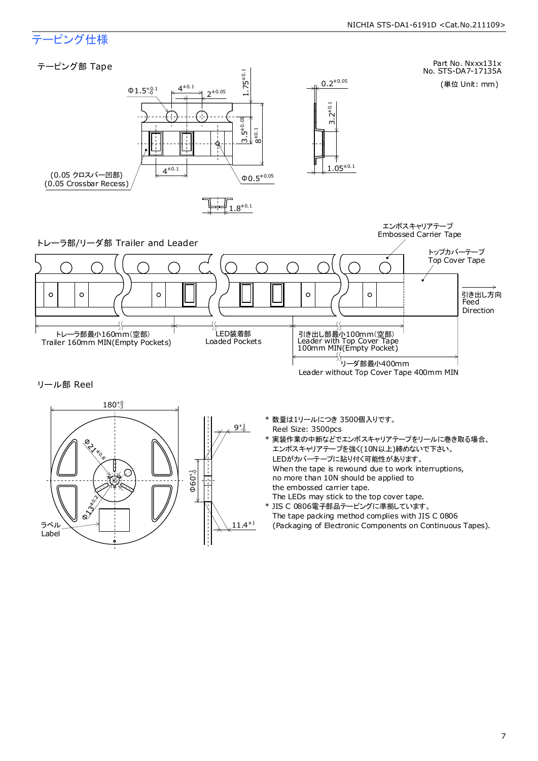## テーピング仕様

### テーピング部 Tape

Part No. Nxxx131x
No. STS-DA7-17135A

(単位 Unit: mm)

$\Phi1.5^{+0.1}_{-0}$ 　$4^{\pm0.1}$ 　$2^{\pm0.05}$ 　$1.75^{\pm0.1}$ 　$3.5^{\pm0.05}$ 　$8^{\pm0.1}$ 　$4^{\pm0.1}$ 　$\Phi0.5^{\pm0.05}$ 　$0.2^{\pm0.05}$ 　$3.2^{\pm0.1}$ 　$1.05^{\pm0.1}$ 　$1.8^{\pm0.1}$

(0.05 クロスバー凹部)
(0.05 Crossbar Recess)

### トレーラ部/リーダ部 Trailer and Leader

エンボスキャリアテープ
Embossed Carrier Tape

トップカバーテープ
Top Cover Tape

引き出し方向
Feed
Direction

トレーラ部最小160mm(空部)
Trailer 160mm MIN(Empty Pockets)

LED装着部
Loaded Pockets

引き出し部最小100mm(空部)
Leader with Top Cover Tape
100mm MIN(Empty Pocket)

リーダ部最小400mm
Leader without Top Cover Tape 400mm MIN

### リール部 Reel

$180^{+0}_{-3}$ 　$\Phi21^{\pm0.8}$ 　$\Phi13^{\pm0.2}$ 　$\Phi60^{+1}_{-0}$ 　$9^{+1}_{-0}$ 　$11.4^{\pm1}$

ラベル
Label

* 数量は1リールにつき 3500個入りです。
  Reel Size: 3500pcs
* 実装作業の中断などでエンボスキャリアテープをリールに巻き取る場合、エンボスキャリアテープを強く(10N以上)締めないで下さい。
  LEDがカバーテープに貼り付く可能性があります。
  When the tape is rewound due to work interruptions, no more than 10N should be applied to the embossed carrier tape.
  The LEDs may stick to the top cover tape.
* JIS C 0806電子部品テーピングに準拠しています。
  The tape packing method complies with JIS C 0806 (Packaging of Electronic Components on Continuous Tapes).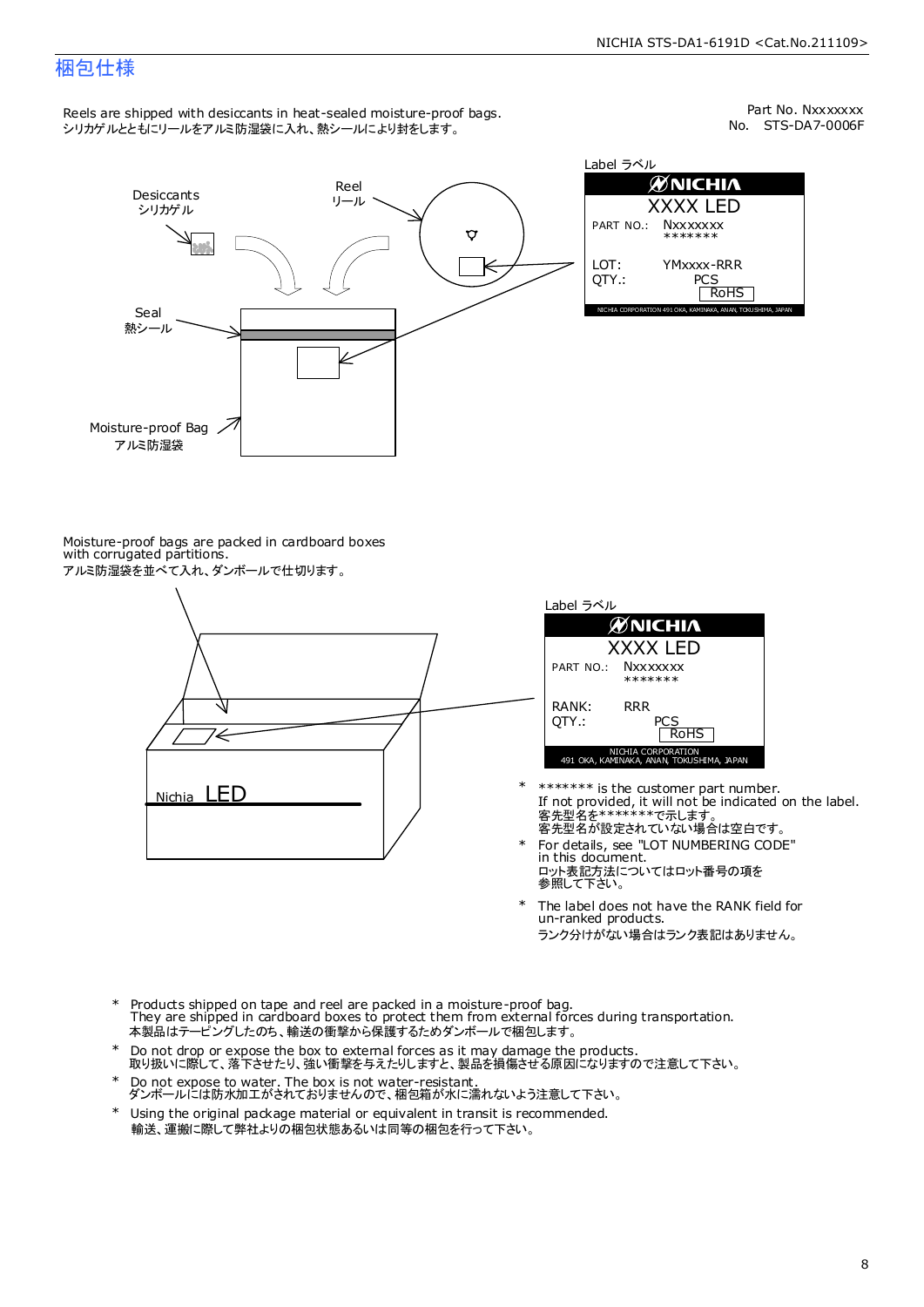## 梱包仕様

Part No. Nxxxxxxx
No. STS-DA7-0006F

Reels are shipped with desiccants in heat-sealed moisture-proof bags.
シリカゲルとともにリールをアルミ防湿袋に入れ、熱シールにより封をします。

Desiccants
シリカゲル

Reel
リール

Seal
熱シール

Moisture-proof Bag
アルミ防湿袋

Label ラベル

NICHIA
XXXX LED
PART NO.: Nxxxxxxx
*******
LOT: YMxxxx-RRR
QTY.: PCS
RoHS
NICHIA CORPORATION 491 OKA, KAMINAKA, ANAN, TOKUSHIMA, JAPAN

Moisture-proof bags are packed in cardboard boxes with corrugated partitions.
アルミ防湿袋を並べて入れ、ダンボールで仕切ります。

Nichia LED

Label ラベル

NICHIA
XXXX LED
PART NO.: Nxxxxxxx
*******
RANK: RRR
QTY.: PCS
RoHS
NICHIA CORPORATION
491 OKA, KAMINAKA, ANAN, TOKUSHIMA, JAPAN

- ******* is the customer part number.
  If not provided, it will not be indicated on the label.
  客先型名を*******で示します。
  客先型名が設定されていない場合は空白です。
- For details, see "LOT NUMBERING CODE" in this document.
  ロット表記方法についてはロット番号の項を参照して下さい。
- The label does not have the RANK field for un-ranked products.
  ランク分けがない場合はランク表記はありません。

- Products shipped on tape and reel are packed in a moisture-proof bag.
  They are shipped in cardboard boxes to protect them from external forces during transportation.
  本製品はテーピングしたのち、輸送の衝撃から保護するためダンボールで梱包します。
- Do not drop or expose the box to external forces as it may damage the products.
  取り扱いに際して、落下させたり、強い衝撃を与えたりしますと、製品を損傷させる原因になりますので注意して下さい。
- Do not expose to water. The box is not water-resistant.
  ダンボールには防水加工がされておりませんので、梱包箱が水に濡れないよう注意して下さい。
- Using the original package material or equivalent in transit is recommended.
  輸送、運搬に際して弊社よりの梱包状態あるいは同等の梱包を行って下さい。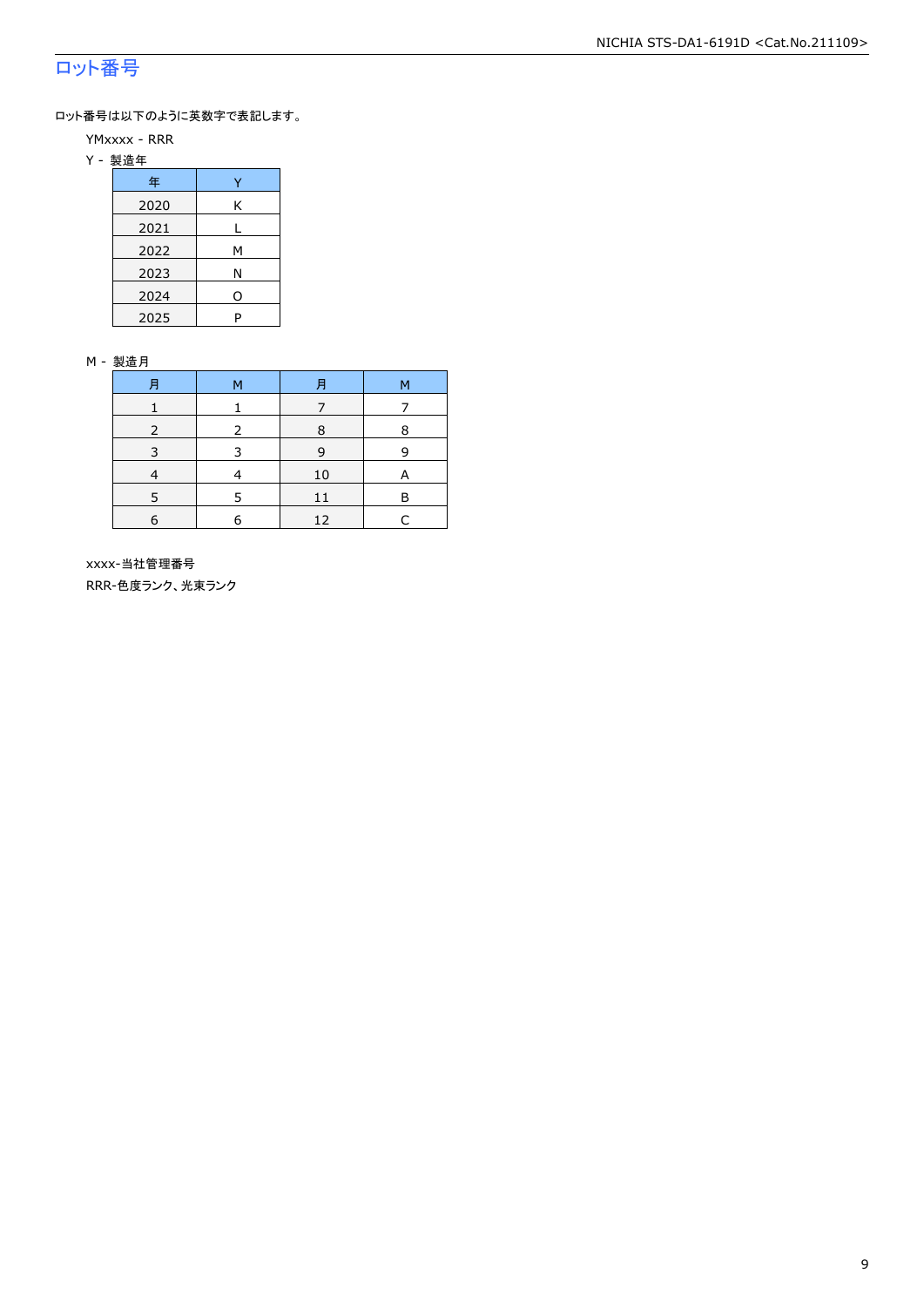## ロット番号

ロット番号は以下のように英数字で表記します。

YMxxxx - RRR

Y - 製造年

| 年 | Y |
|---|---|
| 2020 | K |
| 2021 | L |
| 2022 | M |
| 2023 | N |
| 2024 | O |
| 2025 | P |

M - 製造月

| 月 | M | 月 | M |
|---|---|---|---|
| 1 | 1 | 7 | 7 |
| 2 | 2 | 8 | 8 |
| 3 | 3 | 9 | 9 |
| 4 | 4 | 10 | A |
| 5 | 5 | 11 | B |
| 6 | 6 | 12 | C |

xxxx-当社管理番号

RRR-色度ランク、光束ランク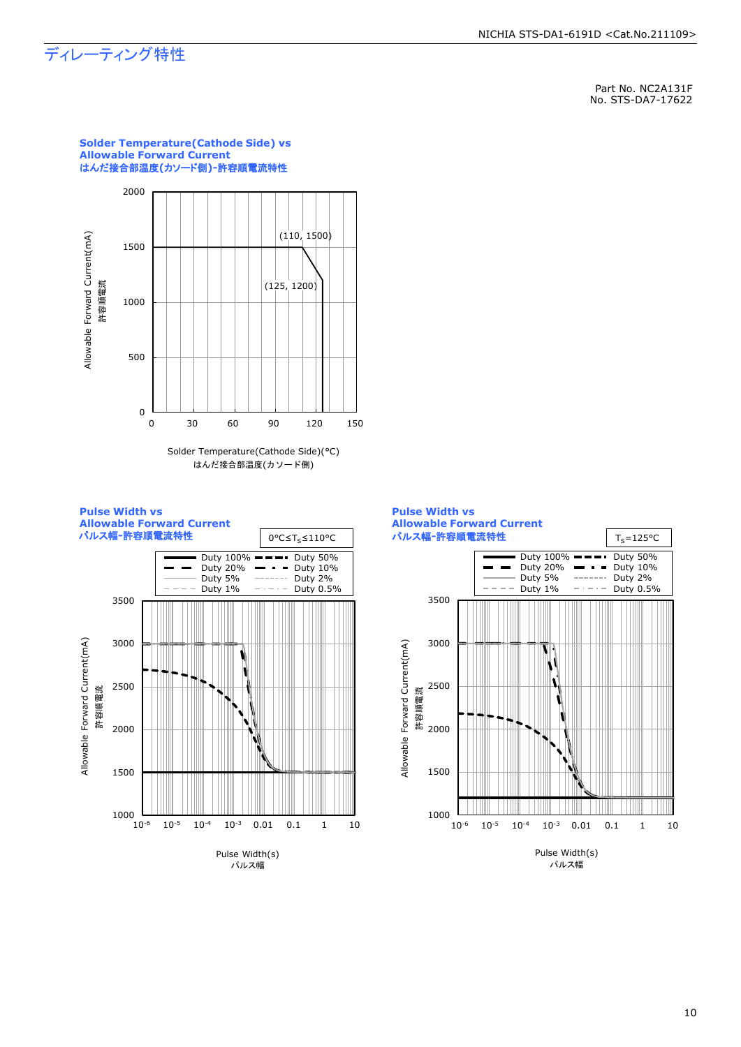# ディレーティング特性

Part No. NC2A131F
No. STS-DA7-17622

**Solder Temperature(Cathode Side) vs Allowable Forward Current**
**はんだ接合部温度(カソード側)-許容順電流特性**

Allowable Forward Current(mA)
許容順電流

(110, 1500)
(125, 1200)

Solder Temperature(Cathode Side)(°C)
はんだ接合部温度(カソード側)

**Pulse Width vs Allowable Forward Current**
**パルス幅-許容順電流特性**

$0°C \leq T_S \leq 110°C$

Duty 100%, Duty 50%, Duty 20%, Duty 10%, Duty 5%, Duty 2%, Duty 1%, Duty 0.5%

Allowable Forward Current(mA)
許容順電流

Pulse Width(s)
パルス幅

**Pulse Width vs Allowable Forward Current**
**パルス幅-許容順電流特性**

$T_S=125°C$

Duty 100%, Duty 50%, Duty 20%, Duty 10%, Duty 5%, Duty 2%, Duty 1%, Duty 0.5%

Allowable Forward Current(mA)
許容順電流

Pulse Width(s)
パルス幅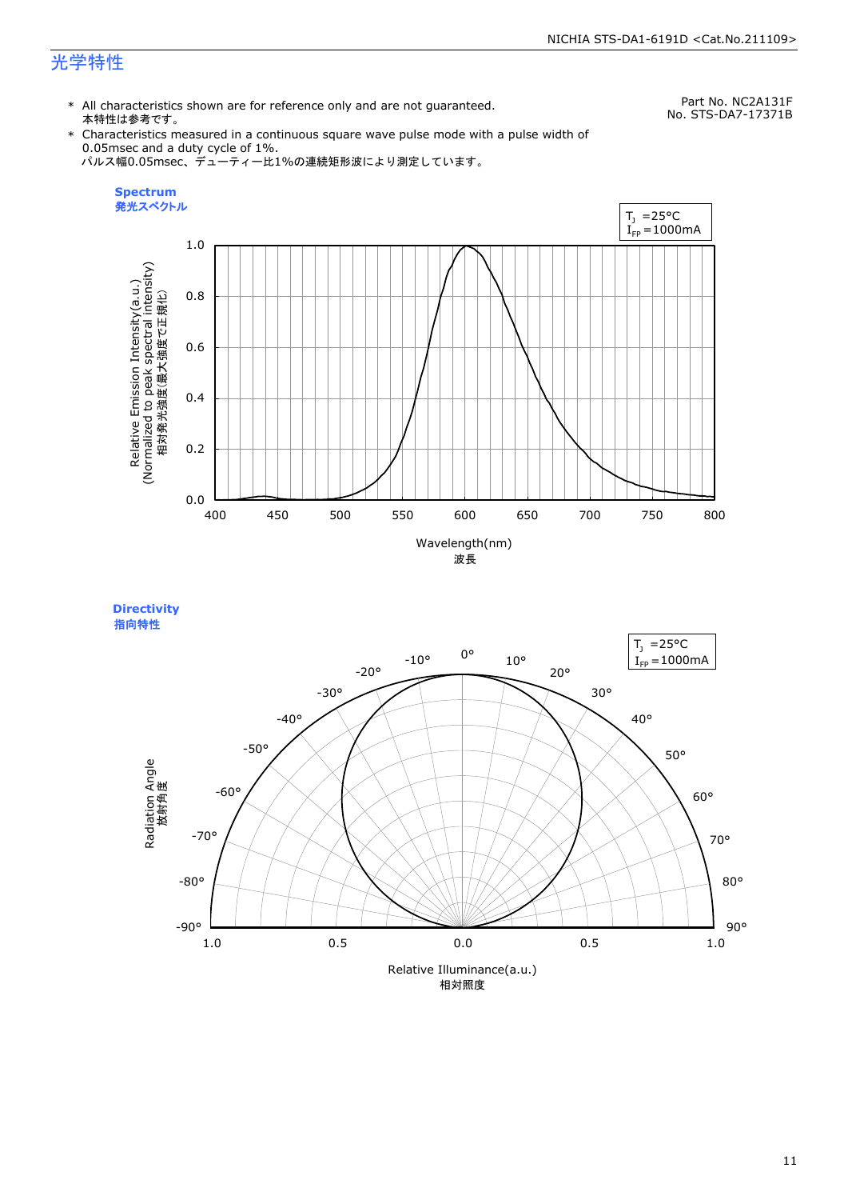# 光学特性

Part No. NC2A131F
No. STS-DA7-17371B

- \* All characteristics shown are for reference only and are not guaranteed.
  本特性は参考です。
- \* Characteristics measured in a continuous square wave pulse mode with a pulse width of 0.05msec and a duty cycle of 1%.
  パルス幅0.05msec、デューティー比1%の連続矩形波により測定しています。

**Spectrum**
**発光スペクトル**

$T_J$ =25°C
$I_{FP}$ =1000mA

Relative Emission Intensity(a.u.)
(Normalized to peak spectral intensity)
相対発光強度(最大強度で正規化)

Wavelength(nm)
波長

**Directivity**
**指向特性**

$T_J$ =25°C
$I_{FP}$ =1000mA

Radiation Angle
放射角度

Relative Illuminance(a.u.)
相対照度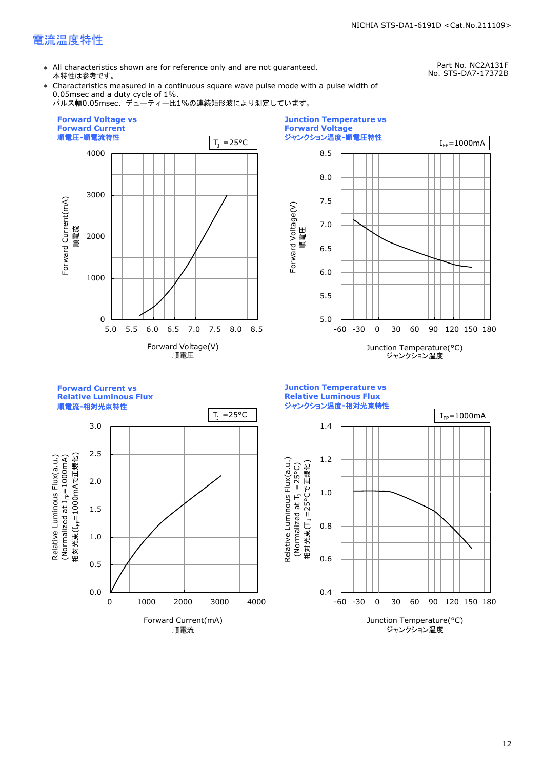# 電流温度特性

Part No. NC2A131F
No. STS-DA7-17372B

- ＊ All characteristics shown are for reference only and are not guaranteed.
  本特性は参考です。
- ＊ Characteristics measured in a continuous square wave pulse mode with a pulse width of 0.05msec and a duty cycle of 1%.
  パルス幅0.05msec、デューティー比1%の連続矩形波により測定しています。

**Forward Voltage vs Forward Current**
**順電圧-順電流特性**

$T_J$ =25°C

Forward Current(mA) 順電流: 0, 1000, 2000, 3000, 4000
Forward Voltage(V) 順電圧: 5.0, 5.5, 6.0, 6.5, 7.0, 7.5, 8.0, 8.5

**Junction Temperature vs Forward Voltage**
**ジャンクション温度-順電圧特性**

$I_{FP}$=1000mA

Forward Voltage(V) 順電圧: 5.0, 5.5, 6.0, 6.5, 7.0, 7.5, 8.0, 8.5
Junction Temperature(°C) ジャンクション温度: -60, -30, 0, 30, 60, 90, 120, 150, 180

**Forward Current vs Relative Luminous Flux**
**順電流-相対光束特性**

$T_J$ =25°C

Relative Luminous Flux(a.u.) (Normalized at $I_{FP}$=1000mA) 相対光束($I_{FP}$=1000mAで正規化): 0.0, 0.5, 1.0, 1.5, 2.0, 2.5, 3.0
Forward Current(mA) 順電流: 0, 1000, 2000, 3000, 4000

**Junction Temperature vs Relative Luminous Flux**
**ジャンクション温度-相対光束特性**

$I_{FP}$=1000mA

Relative Luminous Flux(a.u.) (Normalized at $T_J$ =25°C) 相対光束($T_J$ =25°Cで正規化): 0.4, 0.6, 0.8, 1.0, 1.2, 1.4
Junction Temperature(°C) ジャンクション温度: -60, -30, 0, 30, 60, 90, 120, 150, 180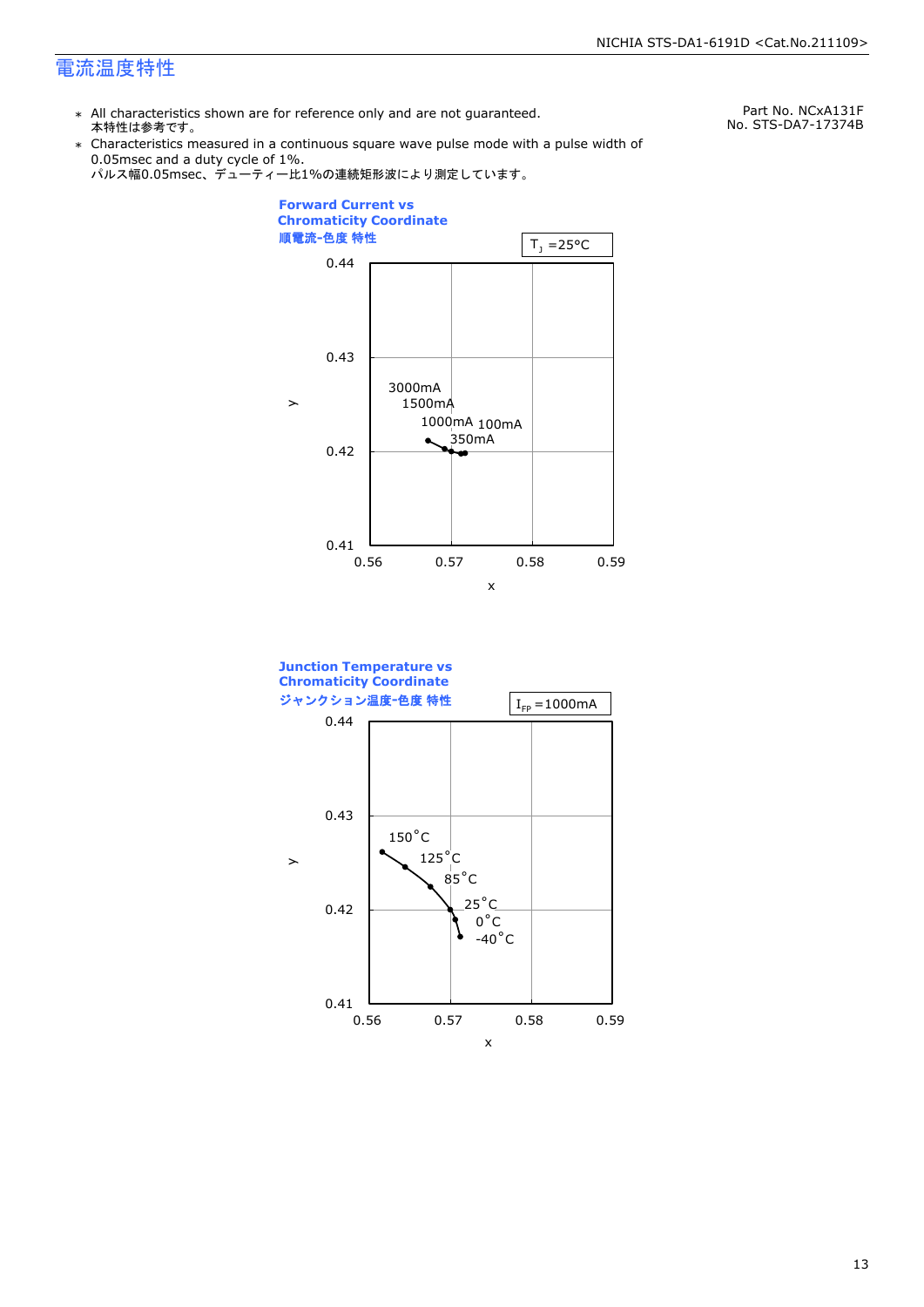# 電流温度特性

Part No. NCxA131F
No. STS-DA7-17374B

- ∗ All characteristics shown are for reference only and are not guaranteed.
  本特性は参考です。
- ∗ Characteristics measured in a continuous square wave pulse mode with a pulse width of 0.05msec and a duty cycle of 1%.
  パルス幅0.05msec、デューティー比1%の連続矩形波により測定しています。

**Forward Current vs Chromaticity Coordinate**
**順電流-色度 特性**

$T_J$ =25°C

y axis: 0.41 – 0.44; x axis: 0.56 – 0.59

Data labels: 3000mA, 1500mA, 1000mA, 100mA, 350mA

**Junction Temperature vs Chromaticity Coordinate**
**ジャンクション温度-色度 特性**

$I_{FP}$ =1000mA

y axis: 0.41 – 0.44; x axis: 0.56 – 0.59

Data labels: 150°C, 125°C, 85°C, 25°C, 0°C, -40°C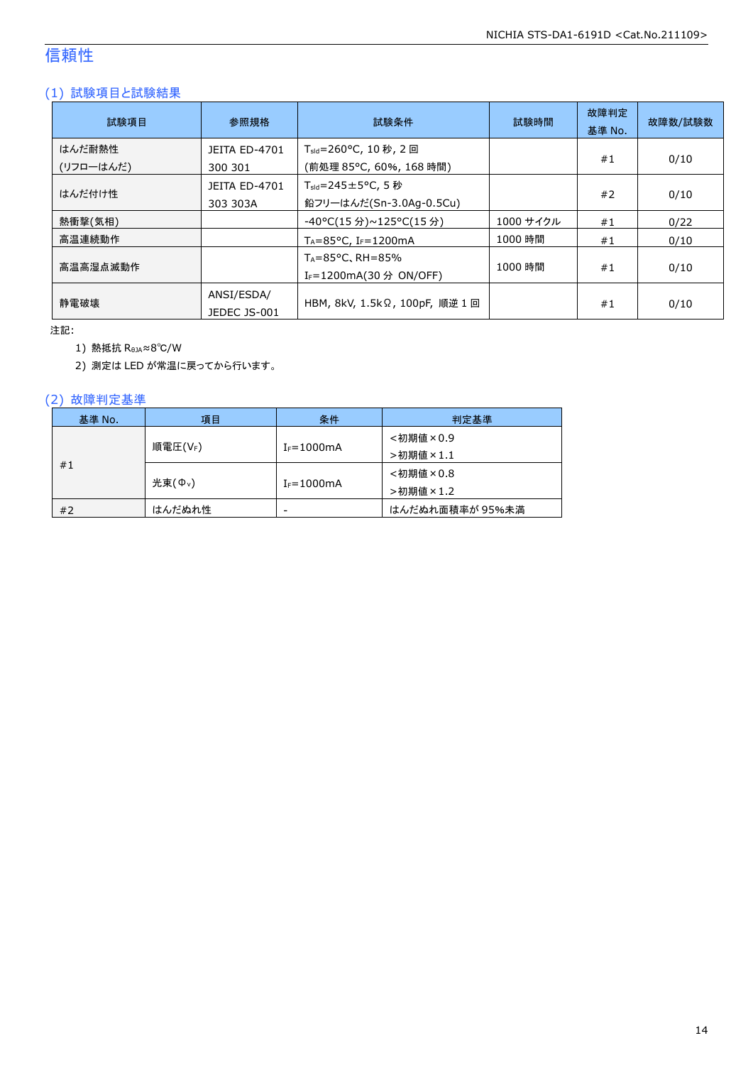## 信頼性

### (1) 試験項目と試験結果

| 試験項目 | 参照規格 | 試験条件 | 試験時間 | 故障判定基準 No. | 故障数/試験数 |
|---|---|---|---|---|---|
| はんだ耐熱性 (リフローはんだ) | JEITA ED-4701 300 301 | $T_{sld}$=260°C, 10 秒, 2 回 (前処理 85°C, 60%, 168 時間) | | #1 | 0/10 |
| はんだ付け性 | JEITA ED-4701 303 303A | $T_{sld}$=245±5°C, 5 秒 鉛フリーはんだ(Sn-3.0Ag-0.5Cu) | | #2 | 0/10 |
| 熱衝撃(気相) | | -40°C(15 分)~125°C(15 分) | 1000 サイクル | #1 | 0/22 |
| 高温連続動作 | | $T_A$=85°C, $I_F$=1200mA | 1000 時間 | #1 | 0/10 |
| 高温高湿点滅動作 | | $T_A$=85°C、RH=85% $I_F$=1200mA(30 分 ON/OFF) | 1000 時間 | #1 | 0/10 |
| 静電破壊 | ANSI/ESDA/ JEDEC JS-001 | HBM, 8kV, 1.5kΩ, 100pF, 順逆 1 回 | | #1 | 0/10 |

注記:

1) 熱抵抗 $R_{θJA}$≈8℃/W
2) 測定は LED が常温に戻ってから行います。

### (2) 故障判定基準

| 基準 No. | 項目 | 条件 | 判定基準 |
|---|---|---|---|
| #1 | 順電圧($V_F$) | $I_F$=1000mA | <初期値×0.9 >初期値×1.1 |
| | 光束($Φ_V$) | $I_F$=1000mA | <初期値×0.8 >初期値×1.2 |
| #2 | はんだぬれ性 | - | はんだぬれ面積率が 95%未満 |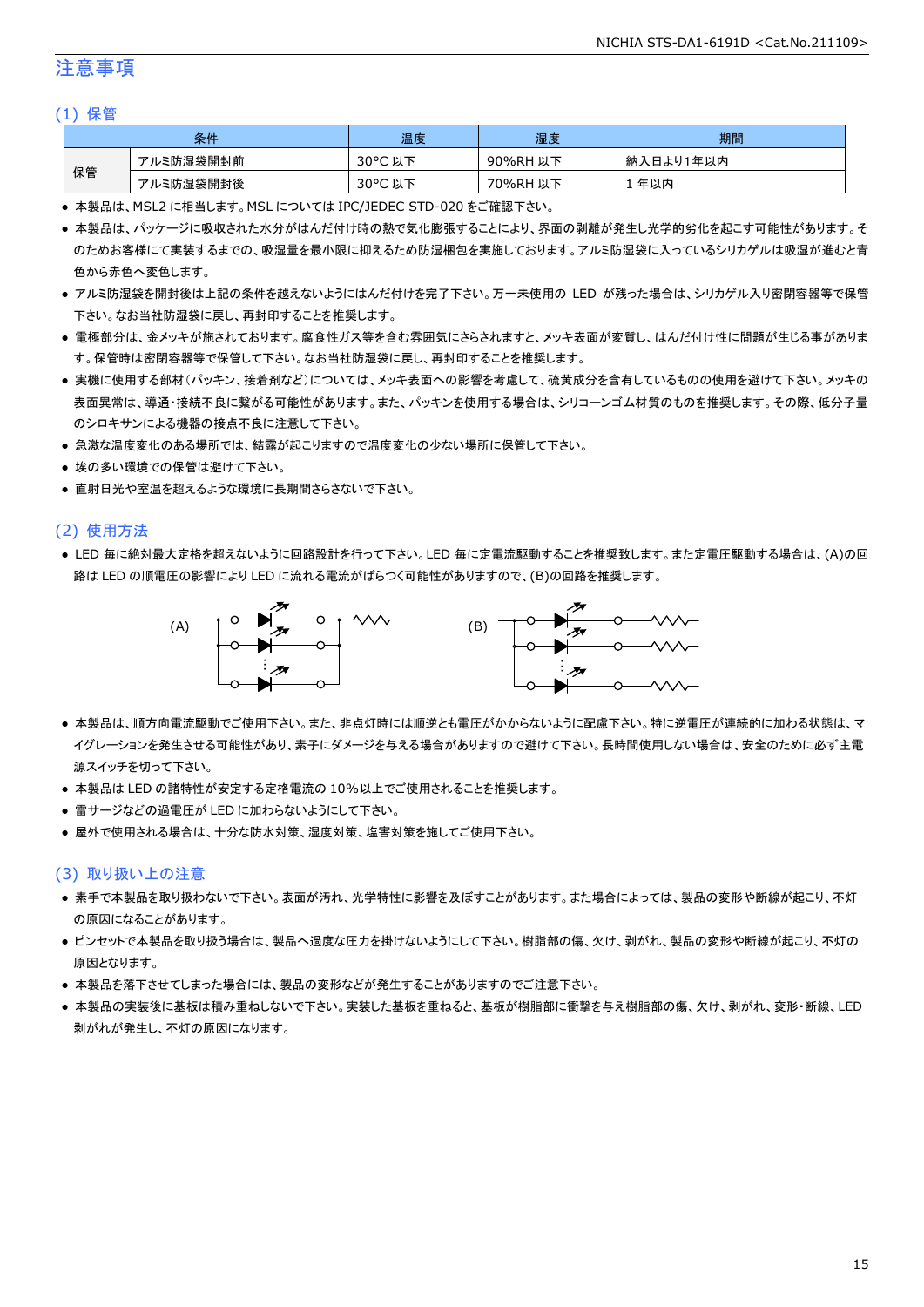# 注意事項

## (1) 保管

| 条件 | | 温度 | 湿度 | 期間 |
|---|---|---|---|---|
| 保管 | アルミ防湿袋開封前 | 30°C 以下 | 90%RH 以下 | 納入日より1年以内 |
| | アルミ防湿袋開封後 | 30°C 以下 | 70%RH 以下 | 1 年以内 |

- 本製品は、MSL2 に相当します。MSL については IPC/JEDEC STD-020 をご確認下さい。
- 本製品は、パッケージに吸収された水分がはんだ付け時の熱で気化膨張することにより、界面の剥離が発生し光学的劣化を起こす可能性があります。そのためお客様にて実装するまでの、吸湿量を最小限に抑えるため防湿梱包を実施しております。アルミ防湿袋に入っているシリカゲルは吸湿が進むと青色から赤色へ変色します。
- アルミ防湿袋を開封後は上記の条件を越えないようにはんだ付けを完了下さい。万一未使用の LED が残った場合は、シリカゲル入り密閉容器等で保管下さい。なお当社防湿袋に戻し、再封印することを推奨します。
- 電極部分は、金メッキが施されております。腐食性ガス等を含む雰囲気にさらされますと、メッキ表面が変質し、はんだ付け性に問題が生じる事があります。保管時は密閉容器等で保管して下さい。なお当社防湿袋に戻し、再封印することを推奨します。
- 実機に使用する部材(パッキン、接着剤など)については、メッキ表面への影響を考慮して、硫黄成分を含有しているものの使用を避けて下さい。メッキの表面異常は、導通・接続不良に繋がる可能性があります。また、パッキンを使用する場合は、シリコーンゴム材質のものを推奨します。その際、低分子量のシロキサンによる機器の接点不良に注意して下さい。
- 急激な温度変化のある場所では、結露が起こりますので温度変化の少ない場所に保管して下さい。
- 埃の多い環境での保管は避けて下さい。
- 直射日光や室温を超えるような環境に長期間さらさないで下さい。

## (2) 使用方法

- LED 毎に絶対最大定格を超えないように回路設計を行って下さい。LED 毎に定電流駆動することを推奨致します。また定電圧駆動する場合は、(A)の回路は LED の順電圧の影響により LED に流れる電流がばらつく可能性がありますので、(B)の回路を推奨します。

(A)　　　　　　　　　　(B)

- 本製品は、順方向電流駆動でご使用下さい。また、非点灯時には順逆とも電圧がかからないように配慮下さい。特に逆電圧が連続的に加わる状態は、マイグレーションを発生させる可能性があり、素子にダメージを与える場合がありますので避けて下さい。長時間使用しない場合は、安全のために必ず主電源スイッチを切って下さい。
- 本製品は LED の諸特性が安定する定格電流の 10%以上でご使用されることを推奨します。
- 雷サージなどの過電圧が LED に加わらないようにして下さい。
- 屋外で使用される場合は、十分な防水対策、湿度対策、塩害対策を施してご使用下さい。

## (3) 取り扱い上の注意

- 素手で本製品を取り扱わないで下さい。表面が汚れ、光学特性に影響を及ぼすことがあります。また場合によっては、製品の変形や断線が起こり、不灯の原因になることがあります。
- ピンセットで本製品を取り扱う場合は、製品へ過度な圧力を掛けないようにして下さい。樹脂部の傷、欠け、剥がれ、製品の変形や断線が起こり、不灯の原因となります。
- 本製品を落下させてしまった場合には、製品の変形などが発生することがありますのでご注意下さい。
- 本製品の実装後に基板は積み重ねしないで下さい。実装した基板を重ねると、基板が樹脂部に衝撃を与え樹脂部の傷、欠け、剥がれ、変形・断線、LED 剥がれが発生し、不灯の原因になります。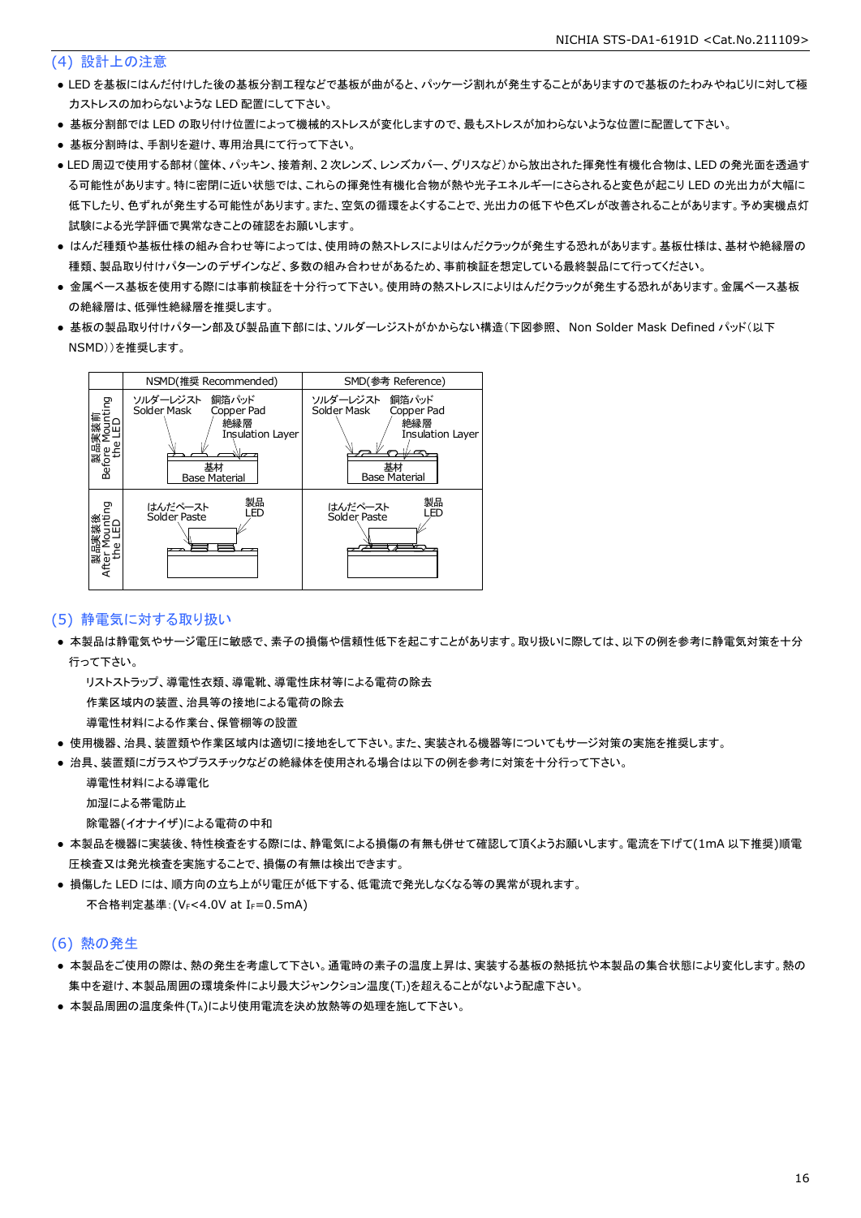## (4) 設計上の注意

- LED を基板にはんだ付けした後の基板分割工程などで基板が曲がると、パッケージ割れが発生することがありますので基板のたわみやねじりに対して極力ストレスの加わらないような LED 配置にして下さい。
- 基板分割部では LED の取り付け位置によって機械的ストレスが変化しますので、最もストレスが加わらないような位置に配置して下さい。
- 基板分割時は、手割りを避け、専用治具にて行って下さい。
- LED 周辺で使用する部材(筐体、パッキン、接着剤、2 次レンズ、レンズカバー、グリスなど)から放出された揮発性有機化合物は、LED の発光面を透過する可能性があります。特に密閉に近い状態では、これらの揮発性有機化合物が熱や光子エネルギーにさらされると変色が起こり LED の光出力が大幅に低下したり、色ずれが発生する可能性があります。また、空気の循環をよくすることで、光出力の低下や色ズレが改善されることがあります。予め実機点灯試験による光学評価で異常なきことの確認をお願いします。
- はんだ種類や基板仕様の組み合わせ等によっては、使用時の熱ストレスによりはんだクラックが発生する恐れがあります。基板仕様は、基材や絶縁層の種類、製品取り付けパターンのデザインなど、多数の組み合わせがあるため、事前検証を想定している最終製品にて行ってください。
- 金属ベース基板を使用する際には事前検証を十分行って下さい。使用時の熱ストレスによりはんだクラックが発生する恐れがあります。金属ベース基板の絶縁層は、低弾性絶縁層を推奨します。
- 基板の製品取り付けパターン部及び製品直下部には、ソルダーレジストがかからない構造(下図参照、 Non Solder Mask Defined パッド(以下 NSMD))を推奨します。

| | NSMD(推奨 Recommended) | SMD(参考 Reference) |
|---|---|---|
| 製品実装前 Before Mounting the LED | ソルダーレジスト Solder Mask / 銅箔パッド Copper Pad / 絶縁層 Insulation Layer / 基材 Base Material | ソルダーレジスト Solder Mask / 銅箔パッド Copper Pad / 絶縁層 Insulation Layer / 基材 Base Material |
| 製品実装後 After Mounting the LED | はんだペースト Solder Paste / 製品 LED | はんだペースト Solder Paste / 製品 LED |

## (5) 静電気に対する取り扱い

- 本製品は静電気やサージ電圧に敏感で、素子の損傷や信頼性低下を起こすことがあります。取り扱いに際しては、以下の例を参考に静電気対策を十分行って下さい。

  リストストラップ、導電性衣類、導電靴、導電性床材等による電荷の除去
  作業区域内の装置、治具等の接地による電荷の除去
  導電性材料による作業台、保管棚等の設置
- 使用機器、治具、装置類や作業区域内は適切に接地をして下さい。また、実装される機器等についてもサージ対策の実施を推奨します。
- 治具、装置類にガラスやプラスチックなどの絶縁体を使用される場合は以下の例を参考に対策を十分行って下さい。

  導電性材料による導電化
  加湿による帯電防止
  除電器(イオナイザ)による電荷の中和
- 本製品を機器に実装後、特性検査をする際には、静電気による損傷の有無も併せて確認して頂くようお願いします。電流を下げて(1mA 以下推奨)順電圧検査又は発光検査を実施することで、損傷の有無は検出できます。
- 損傷した LED には、順方向の立ち上がり電圧が低下する、低電流で発光しなくなる等の異常が現れます。

  不合格判定基準:($V_F$<4.0V at $I_F$=0.5mA)

## (6) 熱の発生

- 本製品をご使用の際は、熱の発生を考慮して下さい。通電時の素子の温度上昇は、実装する基板の熱抵抗や本製品の集合状態により変化します。熱の集中を避け、本製品周囲の環境条件により最大ジャンクション温度($T_J$)を超えることがないよう配慮下さい。
- 本製品周囲の温度条件($T_A$)により使用電流を決め放熱等の処理を施して下さい。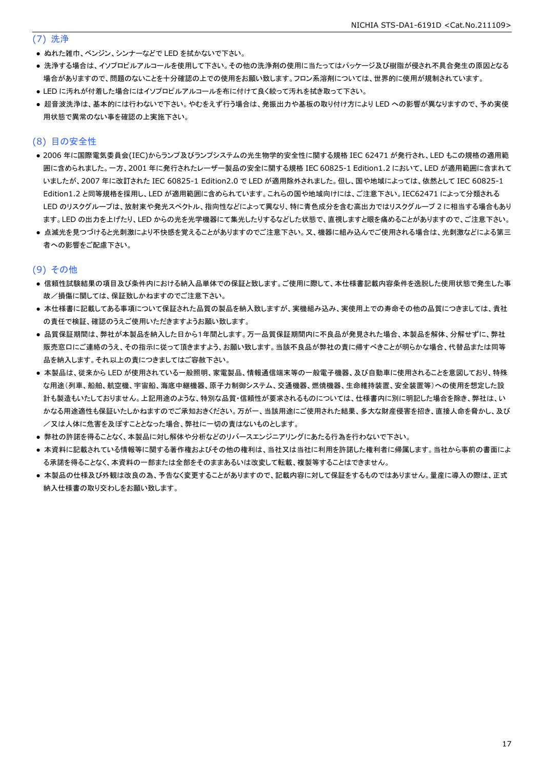## (7) 洗浄

- ぬれた雑巾、ベンジン、シンナーなどで LED を拭かないで下さい。
- 洗浄する場合は、イソプロピルアルコールを使用して下さい。その他の洗浄剤の使用に当たってはパッケージ及び樹脂が侵され不具合発生の原因となる場合がありますので、問題のないことを十分確認の上での使用をお願い致します。フロン系溶剤については、世界的に使用が規制されています。
- LED に汚れが付着した場合にはイソプロピルアルコールを布に付けて良く絞って汚れを拭き取って下さい。
- 超音波洗浄は、基本的には行わないで下さい。やむをえず行う場合は、発振出力や基板の取り付け方により LED への影響が異なりますので、予め実使用状態で異常のない事を確認の上実施下さい。

## (8) 目の安全性

- 2006 年に国際電気委員会(IEC)からランプ及びランプシステムの光生物学的安全性に関する規格 IEC 62471 が発行され、LED もこの規格の適用範囲に含められました。一方、2001 年に発行されたレーザー製品の安全に関する規格 IEC 60825-1 Edition1.2 において、LED が適用範囲に含まれていましたが、2007 年に改訂された IEC 60825-1 Edition2.0 で LED が適用除外されました。但し、国や地域によっては、依然として IEC 60825-1 Edition1.2 と同等規格を採用し、LED が適用範囲に含められています。これらの国や地域向けには、ご注意下さい。IEC62471 によって分類される LED のリスクグループは、放射束や発光スペクトル、指向性などによって異なり、特に青色成分を含む高出力ではリスクグループ 2 に相当する場合もあります。LED の出力を上げたり、LED からの光を光学機器にて集光したりするなどした状態で、直視しますと眼を痛めることがありますので、ご注意下さい。
- 点滅光を見つづけると光刺激により不快感を覚えることがありますのでご注意下さい。又、機器に組み込んでご使用される場合は、光刺激などによる第三者への影響をご配慮下さい。

## (9) その他

- 信頼性試験結果の項目及び条件内における納入品単体での保証と致します。ご使用に際して、本仕様書記載内容条件を逸脱した使用状態で発生した事故／損傷に関しては、保証致しかねますのでご注意下さい。
- 本仕様書に記載してある事項について保証された品質の製品を納入致しますが、実機組み込み、実使用上での寿命その他の品質につきましては、貴社の責任で検証、確認のうえご使用いただきますようお願い致します。
- 品質保証期間は、弊社が本製品を納入した日から1年間とします。万一品質保証期間内に不良品が発見された場合、本製品を解体、分解せずに、弊社販売窓口にご連絡のうえ、その指示に従って頂きますよう、お願い致します。当該不良品が弊社の責に帰すべきことが明らかな場合、代替品または同等品を納入します。それ以上の責につきましてはご容赦下さい。
- 本製品は、従来から LED が使用されている一般照明、家電製品、情報通信端末等の一般電子機器、及び自動車に使用されることを意図しており、特殊な用途(列車、船舶、航空機、宇宙船、海底中継機器、原子力制御システム、交通機器、燃焼機器、生命維持装置、安全装置等)への使用を想定した設計も製造もいたしておりません。上記用途のような、特別な品質･信頼性が要求されるものについては、仕様書内に別に明記した場合を除き、弊社は、いかなる用途適性も保証いたしかねますのでご承知おきください。万が一、当該用途にご使用された結果、多大な財産侵害を招き、直接人命を脅かし、及び／又は人体に危害を及ぼすこととなった場合、弊社に一切の責はないものとします。
- 弊社の許諾を得ることなく、本製品に対し解体や分析などのリバースエンジニアリングにあたる行為を行わないで下さい。
- 本資料に記載されている情報等に関する著作権およびその他の権利は、当社又は当社に利用を許諾した権利者に帰属します。当社から事前の書面による承諾を得ることなく、本資料の一部または全部をそのままあるいは改変して転載、複製等することはできません。
- 本製品の仕様及び外観は改良の為、予告なく変更することがありますので、記載内容に対して保証をするものではありません。量産に導入の際は、正式納入仕様書の取り交わしをお願い致します。